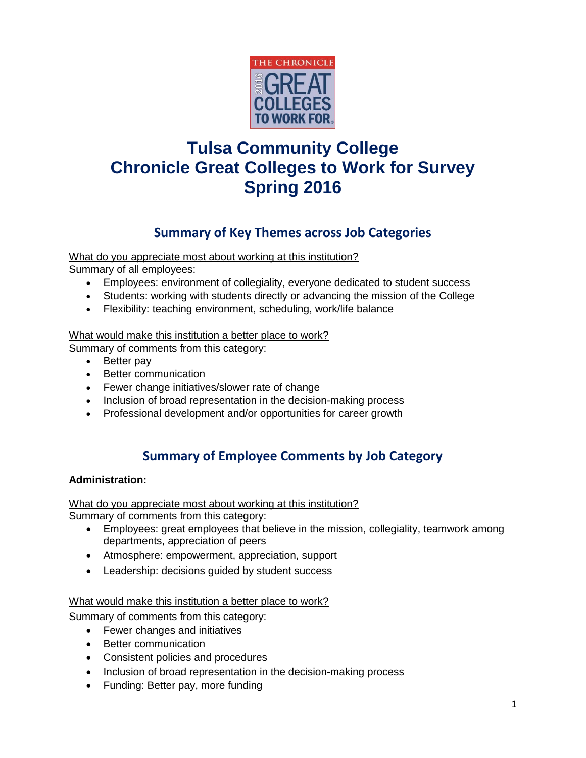# Tulsa Community College
# Chronicle Great Colleges to Work for Survey
# Spring 2016

## Summary of Key Themes across Job Categories

What do you appreciate most about working at this institution?

Summary of all employees:

- Employees: environment of collegiality, everyone dedicated to student success
- Students: working with students directly or advancing the mission of the College
- Flexibility: teaching environment, scheduling, work/life balance

What would make this institution a better place to work?

Summary of comments from this category:

- Better pay
- Better communication
- Fewer change initiatives/slower rate of change
- Inclusion of broad representation in the decision-making process
- Professional development and/or opportunities for career growth

## Summary of Employee Comments by Job Category

**Administration:**

What do you appreciate most about working at this institution?

Summary of comments from this category:

- Employees: great employees that believe in the mission, collegiality, teamwork among departments, appreciation of peers
- Atmosphere: empowerment, appreciation, support
- Leadership: decisions guided by student success

What would make this institution a better place to work?

Summary of comments from this category:

- Fewer changes and initiatives
- Better communication
- Consistent policies and procedures
- Inclusion of broad representation in the decision-making process
- Funding: Better pay, more funding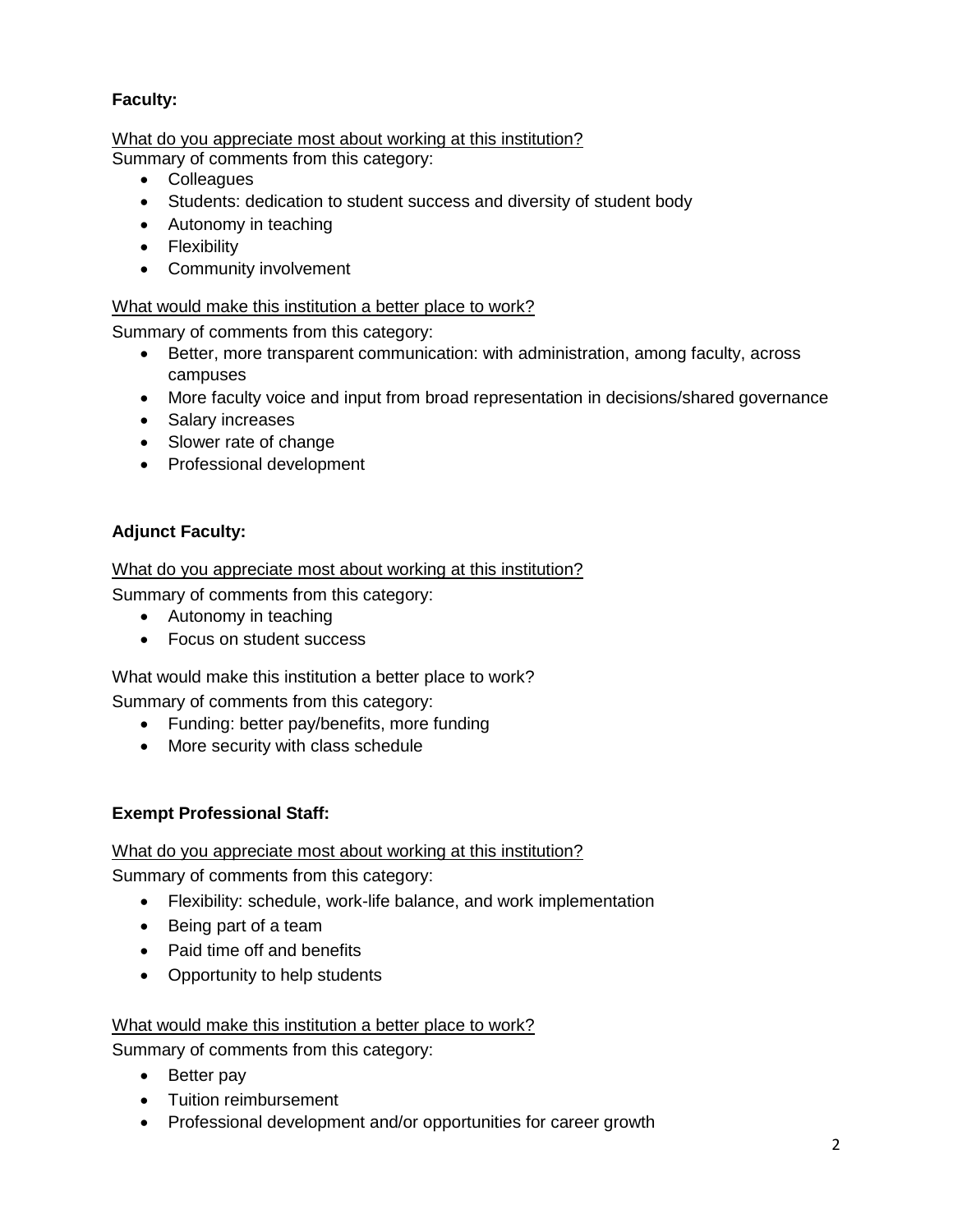**Faculty:**

<u>What do you appreciate most about working at this institution?</u>

Summary of comments from this category:

- Colleagues
- Students: dedication to student success and diversity of student body
- Autonomy in teaching
- Flexibility
- Community involvement

<u>What would make this institution a better place to work?</u>

Summary of comments from this category:

- Better, more transparent communication: with administration, among faculty, across campuses
- More faculty voice and input from broad representation in decisions/shared governance
- Salary increases
- Slower rate of change
- Professional development

**Adjunct Faculty:**

<u>What do you appreciate most about working at this institution?</u>

Summary of comments from this category:

- Autonomy in teaching
- Focus on student success

What would make this institution a better place to work?

Summary of comments from this category:

- Funding: better pay/benefits, more funding
- More security with class schedule

**Exempt Professional Staff:**

<u>What do you appreciate most about working at this institution?</u>

Summary of comments from this category:

- Flexibility: schedule, work-life balance, and work implementation
- Being part of a team
- Paid time off and benefits
- Opportunity to help students

<u>What would make this institution a better place to work?</u>

Summary of comments from this category:

- Better pay
- Tuition reimbursement
- Professional development and/or opportunities for career growth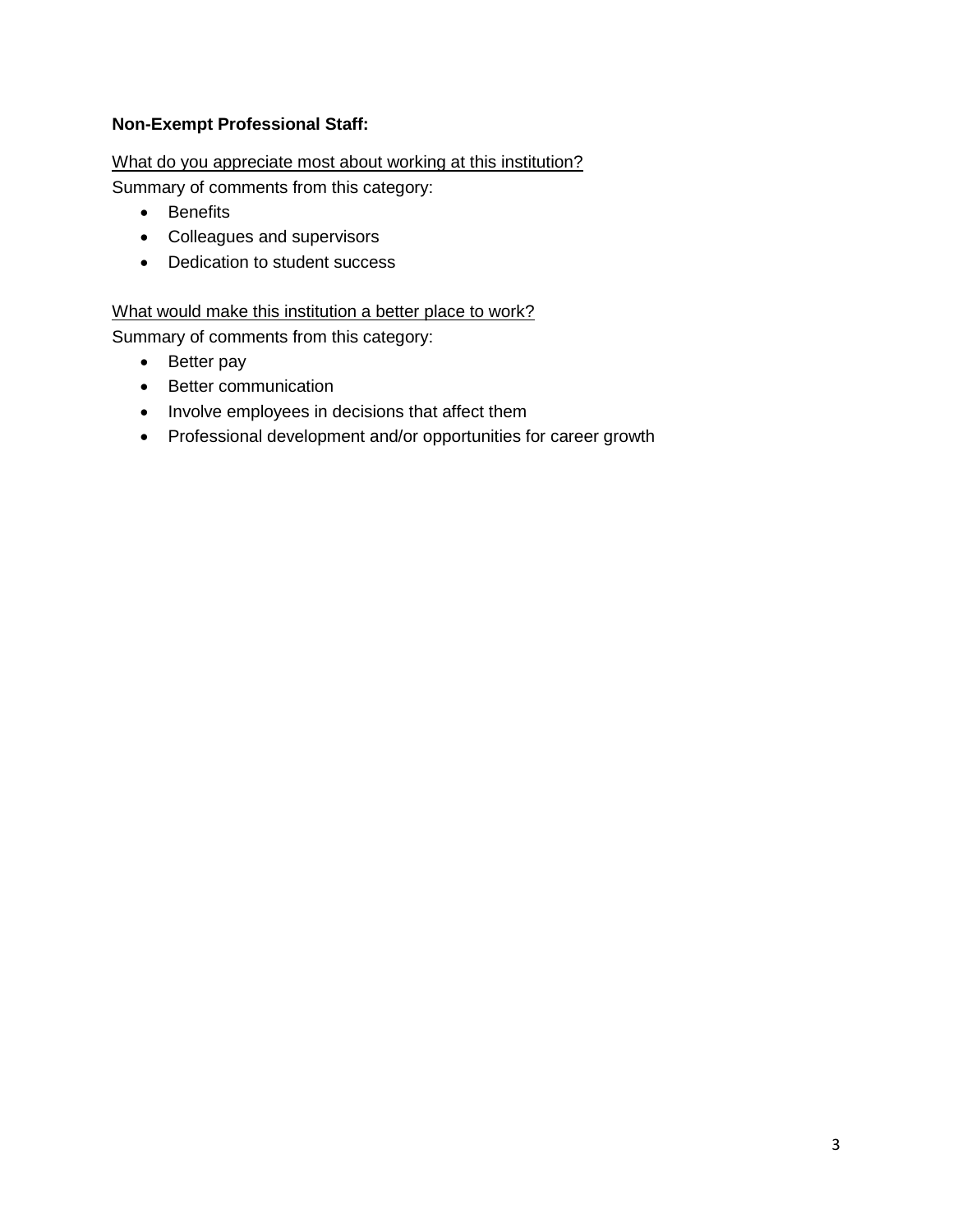**Non-Exempt Professional Staff:**

What do you appreciate most about working at this institution?
Summary of comments from this category:

- Benefits
- Colleagues and supervisors
- Dedication to student success

What would make this institution a better place to work?
Summary of comments from this category:

- Better pay
- Better communication
- Involve employees in decisions that affect them
- Professional development and/or opportunities for career growth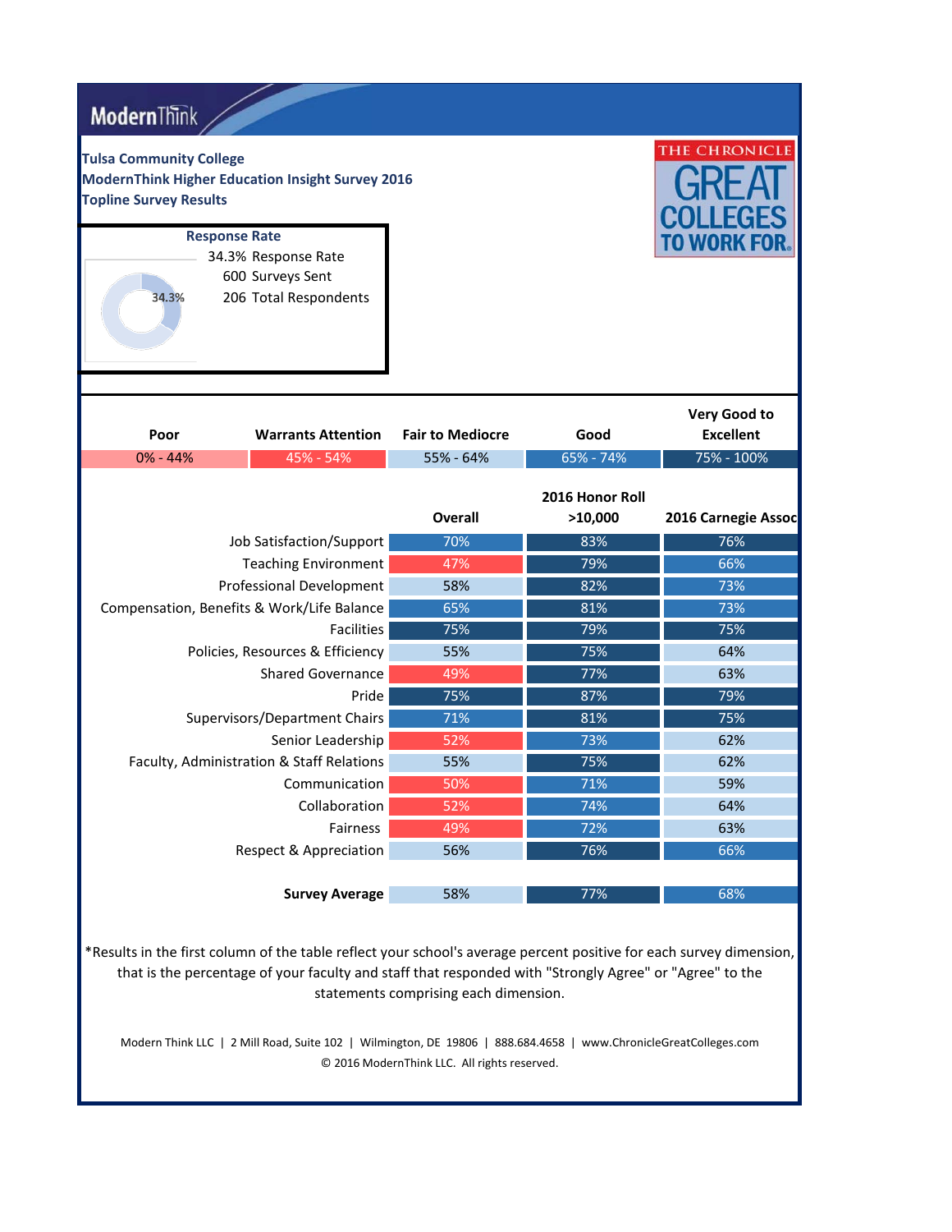ModernThink

**Tulsa Community College**
**ModernThink Higher Education Insight Survey 2016**
**Topline Survey Results**

THE CHRONICLE GREAT COLLEGES TO WORK FOR

**Response Rate**

34.3% Response Rate
600 Surveys Sent
206 Total Respondents

| Poor | Warrants Attention | Fair to Mediocre | Good | Very Good to Excellent |
|---|---|---|---|---|
| 0% - 44% | 45% - 54% | 55% - 64% | 65% - 74% | 75% - 100% |

| | Overall | 2016 Honor Roll >10,000 | 2016 Carnegie Assoc |
|---|---|---|---|
| Job Satisfaction/Support | 70% | 83% | 76% |
| Teaching Environment | 47% | 79% | 66% |
| Professional Development | 58% | 82% | 73% |
| Compensation, Benefits & Work/Life Balance | 65% | 81% | 73% |
| Facilities | 75% | 79% | 75% |
| Policies, Resources & Efficiency | 55% | 75% | 64% |
| Shared Governance | 49% | 77% | 63% |
| Pride | 75% | 87% | 79% |
| Supervisors/Department Chairs | 71% | 81% | 75% |
| Senior Leadership | 52% | 73% | 62% |
| Faculty, Administration & Staff Relations | 55% | 75% | 62% |
| Communication | 50% | 71% | 59% |
| Collaboration | 52% | 74% | 64% |
| Fairness | 49% | 72% | 63% |
| Respect & Appreciation | 56% | 76% | 66% |
| **Survey Average** | 58% | 77% | 68% |

*Results in the first column of the table reflect your school's average percent positive for each survey dimension, that is the percentage of your faculty and staff that responded with "Strongly Agree" or "Agree" to the statements comprising each dimension.

Modern Think LLC | 2 Mill Road, Suite 102 | Wilmington, DE 19806 | 888.684.4658 | www.ChronicleGreatColleges.com
© 2016 ModernThink LLC. All rights reserved.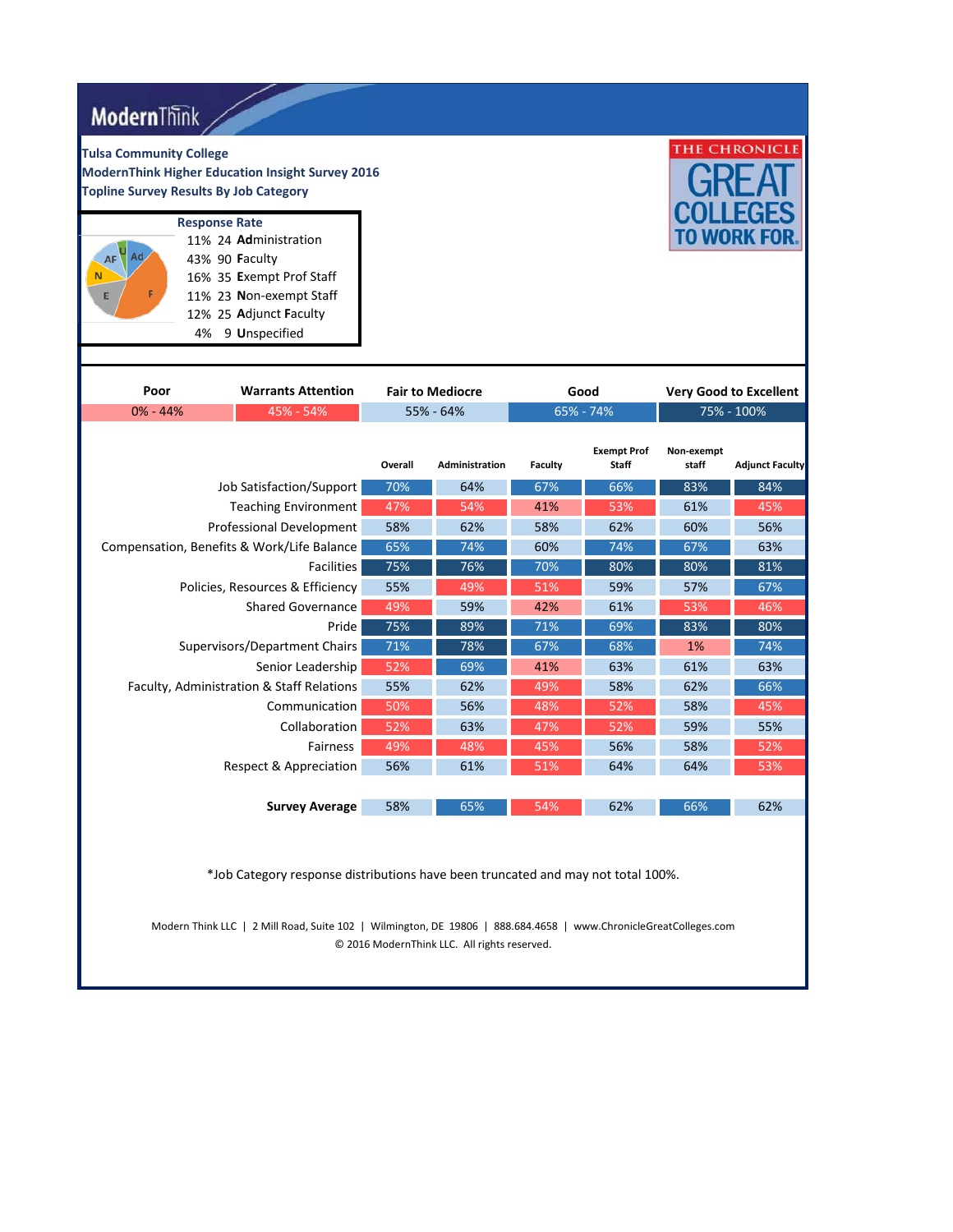ModernThink

**Tulsa Community College**
**ModernThink Higher Education Insight Survey 2016**
**Topline Survey Results By Job Category**

THE CHRONICLE GREAT COLLEGES TO WORK FOR

**Response Rate**

| % | N | Category |
|---|---|---|
| 11% | 24 | **Ad**ministration |
| 43% | 90 | **F**aculty |
| 16% | 35 | **E**xempt Prof Staff |
| 11% | 23 | **N**on-exempt Staff |
| 12% | 25 | **A**djunct **F**aculty |
| 4% | 9 | **U**nspecified |

| Poor | Warrants Attention | Fair to Mediocre | Good | Very Good to Excellent |
|---|---|---|---|---|
| 0% - 44% | 45% - 54% | 55% - 64% | 65% - 74% | 75% - 100% |

| | Overall | Administration | Faculty | Exempt Prof Staff | Non-exempt staff | Adjunct Faculty |
|---|---|---|---|---|---|---|
| Job Satisfaction/Support | 70% | 64% | 67% | 66% | 83% | 84% |
| Teaching Environment | 47% | 54% | 41% | 53% | 61% | 45% |
| Professional Development | 58% | 62% | 58% | 62% | 60% | 56% |
| Compensation, Benefits & Work/Life Balance | 65% | 74% | 60% | 74% | 67% | 63% |
| Facilities | 75% | 76% | 70% | 80% | 80% | 81% |
| Policies, Resources & Efficiency | 55% | 49% | 51% | 59% | 57% | 67% |
| Shared Governance | 49% | 59% | 42% | 61% | 53% | 46% |
| Pride | 75% | 89% | 71% | 69% | 83% | 80% |
| Supervisors/Department Chairs | 71% | 78% | 67% | 68% | 1% | 74% |
| Senior Leadership | 52% | 69% | 41% | 63% | 61% | 63% |
| Faculty, Administration & Staff Relations | 55% | 62% | 49% | 58% | 62% | 66% |
| Communication | 50% | 56% | 48% | 52% | 58% | 45% |
| Collaboration | 52% | 63% | 47% | 52% | 59% | 55% |
| Fairness | 49% | 48% | 45% | 56% | 58% | 52% |
| Respect & Appreciation | 56% | 61% | 51% | 64% | 64% | 53% |
| **Survey Average** | 58% | 65% | 54% | 62% | 66% | 62% |

*Job Category response distributions have been truncated and may not total 100%.

Modern Think LLC | 2 Mill Road, Suite 102 | Wilmington, DE 19806 | 888.684.4658 | www.ChronicleGreatColleges.com
© 2016 ModernThink LLC. All rights reserved.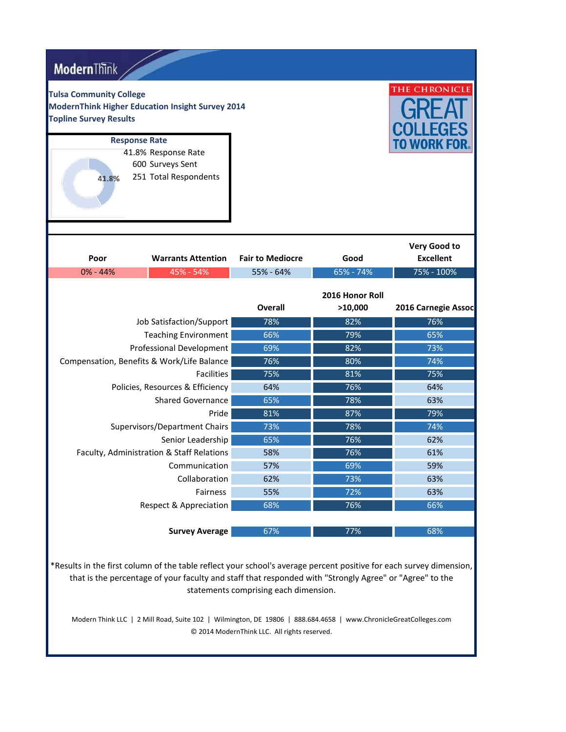ModernThink

**Tulsa Community College**
**ModernThink Higher Education Insight Survey 2014**
**Topline Survey Results**

THE CHRONICLE GREAT COLLEGES TO WORK FOR

**Response Rate**

41.8% Response Rate
600 Surveys Sent
251 Total Respondents

| Poor | Warrants Attention | Fair to Mediocre | Good | Very Good to Excellent |
|---|---|---|---|---|
| 0% - 44% | 45% - 54% | 55% - 64% | 65% - 74% | 75% - 100% |

| | Overall | 2016 Honor Roll >10,000 | 2016 Carnegie Assoc |
|---|---|---|---|
| Job Satisfaction/Support | 78% | 82% | 76% |
| Teaching Environment | 66% | 79% | 65% |
| Professional Development | 69% | 82% | 73% |
| Compensation, Benefits & Work/Life Balance | 76% | 80% | 74% |
| Facilities | 75% | 81% | 75% |
| Policies, Resources & Efficiency | 64% | 76% | 64% |
| Shared Governance | 65% | 78% | 63% |
| Pride | 81% | 87% | 79% |
| Supervisors/Department Chairs | 73% | 78% | 74% |
| Senior Leadership | 65% | 76% | 62% |
| Faculty, Administration & Staff Relations | 58% | 76% | 61% |
| Communication | 57% | 69% | 59% |
| Collaboration | 62% | 73% | 63% |
| Fairness | 55% | 72% | 63% |
| Respect & Appreciation | 68% | 76% | 66% |
| **Survey Average** | 67% | 77% | 68% |

*Results in the first column of the table reflect your school's average percent positive for each survey dimension, that is the percentage of your faculty and staff that responded with "Strongly Agree" or "Agree" to the statements comprising each dimension.

Modern Think LLC | 2 Mill Road, Suite 102 | Wilmington, DE 19806 | 888.684.4658 | www.ChronicleGreatColleges.com
© 2014 ModernThink LLC. All rights reserved.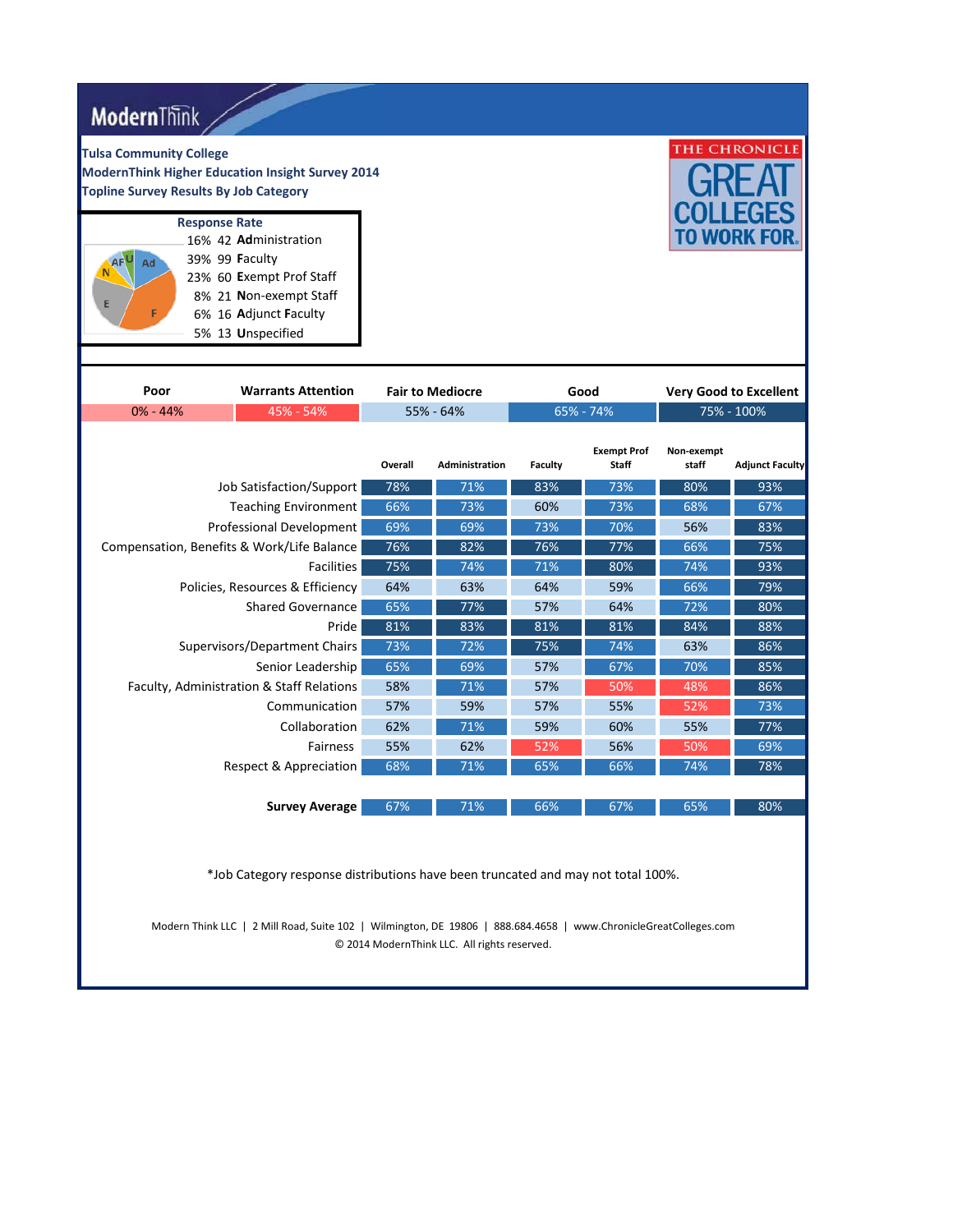ModernThink

**Tulsa Community College**
**ModernThink Higher Education Insight Survey 2014**
**Topline Survey Results By Job Category**

THE CHRONICLE GREAT COLLEGES TO WORK FOR.

**Response Rate**

| % | N | Category |
|---|---|---|
| 16% | 42 | **Ad**ministration |
| 39% | 99 | **F**aculty |
| 23% | 60 | **E**xempt Prof Staff |
| 8% | 21 | **N**on-exempt Staff |
| 6% | 16 | **A**djunct **F**aculty |
| 5% | 13 | **U**nspecified |

| Poor | Warrants Attention | Fair to Mediocre | Good | Very Good to Excellent |
|---|---|---|---|---|
| 0% - 44% | 45% - 54% | 55% - 64% | 65% - 74% | 75% - 100% |

| | Overall | Administration | Faculty | Exempt Prof Staff | Non-exempt staff | Adjunct Faculty |
|---|---|---|---|---|---|---|
| Job Satisfaction/Support | 78% | 71% | 83% | 73% | 80% | 93% |
| Teaching Environment | 66% | 73% | 60% | 73% | 68% | 67% |
| Professional Development | 69% | 69% | 73% | 70% | 56% | 83% |
| Compensation, Benefits & Work/Life Balance | 76% | 82% | 76% | 77% | 66% | 75% |
| Facilities | 75% | 74% | 71% | 80% | 74% | 93% |
| Policies, Resources & Efficiency | 64% | 63% | 64% | 59% | 66% | 79% |
| Shared Governance | 65% | 77% | 57% | 64% | 72% | 80% |
| Pride | 81% | 83% | 81% | 81% | 84% | 88% |
| Supervisors/Department Chairs | 73% | 72% | 75% | 74% | 63% | 86% |
| Senior Leadership | 65% | 69% | 57% | 67% | 70% | 85% |
| Faculty, Administration & Staff Relations | 58% | 71% | 57% | 50% | 48% | 86% |
| Communication | 57% | 59% | 57% | 55% | 52% | 73% |
| Collaboration | 62% | 71% | 59% | 60% | 55% | 77% |
| Fairness | 55% | 62% | 52% | 56% | 50% | 69% |
| Respect & Appreciation | 68% | 71% | 65% | 66% | 74% | 78% |
| **Survey Average** | 67% | 71% | 66% | 67% | 65% | 80% |

*Job Category response distributions have been truncated and may not total 100%.

Modern Think LLC | 2 Mill Road, Suite 102 | Wilmington, DE 19806 | 888.684.4658 | www.ChronicleGreatColleges.com
© 2014 ModernThink LLC. All rights reserved.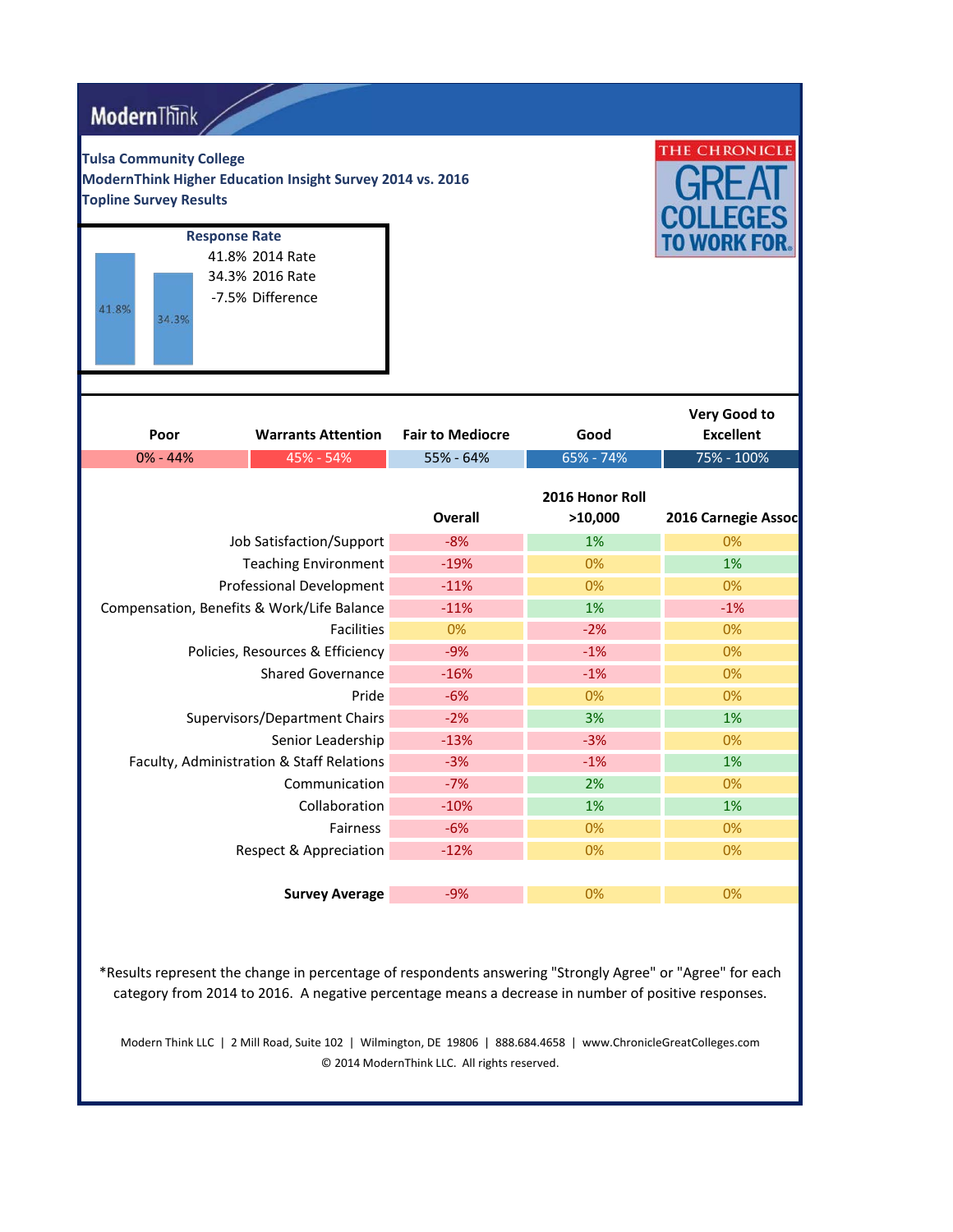ModernThink

**Tulsa Community College**
**ModernThink Higher Education Insight Survey 2014 vs. 2016**
**Topline Survey Results**

THE CHRONICLE GREAT COLLEGES TO WORK FOR

**Response Rate**

41.8% 2014 Rate
34.3% 2016 Rate
-7.5% Difference

| Poor | Warrants Attention | Fair to Mediocre | Good | Very Good to Excellent |
|---|---|---|---|---|
| 0% - 44% | 45% - 54% | 55% - 64% | 65% - 74% | 75% - 100% |

| | Overall | 2016 Honor Roll >10,000 | 2016 Carnegie Assoc |
|---|---|---|---|
| Job Satisfaction/Support | -8% | 1% | 0% |
| Teaching Environment | -19% | 0% | 1% |
| Professional Development | -11% | 0% | 0% |
| Compensation, Benefits & Work/Life Balance | -11% | 1% | -1% |
| Facilities | 0% | -2% | 0% |
| Policies, Resources & Efficiency | -9% | -1% | 0% |
| Shared Governance | -16% | -1% | 0% |
| Pride | -6% | 0% | 0% |
| Supervisors/Department Chairs | -2% | 3% | 1% |
| Senior Leadership | -13% | -3% | 0% |
| Faculty, Administration & Staff Relations | -3% | -1% | 1% |
| Communication | -7% | 2% | 0% |
| Collaboration | -10% | 1% | 1% |
| Fairness | -6% | 0% | 0% |
| Respect & Appreciation | -12% | 0% | 0% |
| **Survey Average** | -9% | 0% | 0% |

*Results represent the change in percentage of respondents answering "Strongly Agree" or "Agree" for each category from 2014 to 2016. A negative percentage means a decrease in number of positive responses.

Modern Think LLC | 2 Mill Road, Suite 102 | Wilmington, DE 19806 | 888.684.4658 | www.ChronicleGreatColleges.com
© 2014 ModernThink LLC. All rights reserved.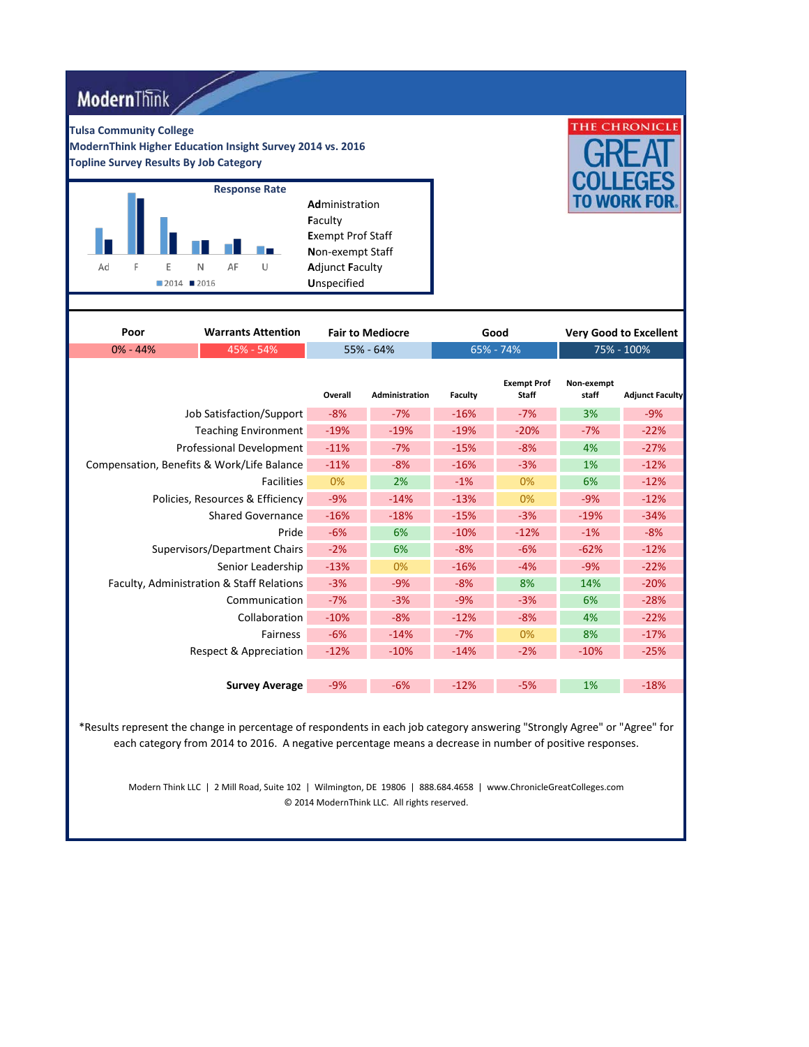ModernThink

**Tulsa Community College**
**ModernThink Higher Education Insight Survey 2014 vs. 2016**
**Topline Survey Results By Job Category**

THE CHRONICLE GREAT COLLEGES TO WORK FOR.

**Response Rate**

Ad F E N AF U

2014 2016

**Ad**ministration
**F**aculty
**E**xempt Prof Staff
**N**on-exempt Staff
**A**djunct **F**aculty
**U**nspecified

| Poor | Warrants Attention | Fair to Mediocre | Good | Very Good to Excellent |
|---|---|---|---|---|
| 0% - 44% | 45% - 54% | 55% - 64% | 65% - 74% | 75% - 100% |

| | Overall | Administration | Faculty | Exempt Prof Staff | Non-exempt staff | Adjunct Faculty |
|---|---|---|---|---|---|---|
| Job Satisfaction/Support | -8% | -7% | -16% | -7% | 3% | -9% |
| Teaching Environment | -19% | -19% | -19% | -20% | -7% | -22% |
| Professional Development | -11% | -7% | -15% | -8% | 4% | -27% |
| Compensation, Benefits & Work/Life Balance | -11% | -8% | -16% | -3% | 1% | -12% |
| Facilities | 0% | 2% | -1% | 0% | 6% | -12% |
| Policies, Resources & Efficiency | -9% | -14% | -13% | 0% | -9% | -12% |
| Shared Governance | -16% | -18% | -15% | -3% | -19% | -34% |
| Pride | -6% | 6% | -10% | -12% | -1% | -8% |
| Supervisors/Department Chairs | -2% | 6% | -8% | -6% | -62% | -12% |
| Senior Leadership | -13% | 0% | -16% | -4% | -9% | -22% |
| Faculty, Administration & Staff Relations | -3% | -9% | -8% | 8% | 14% | -20% |
| Communication | -7% | -3% | -9% | -3% | 6% | -28% |
| Collaboration | -10% | -8% | -12% | -8% | 4% | -22% |
| Fairness | -6% | -14% | -7% | 0% | 8% | -17% |
| Respect & Appreciation | -12% | -10% | -14% | -2% | -10% | -25% |
| **Survey Average** | -9% | -6% | -12% | -5% | 1% | -18% |

*Results represent the change in percentage of respondents in each job category answering "Strongly Agree" or "Agree" for each category from 2014 to 2016. A negative percentage means a decrease in number of positive responses.

Modern Think LLC | 2 Mill Road, Suite 102 | Wilmington, DE 19806 | 888.684.4658 | www.ChronicleGreatColleges.com
© 2014 ModernThink LLC. All rights reserved.